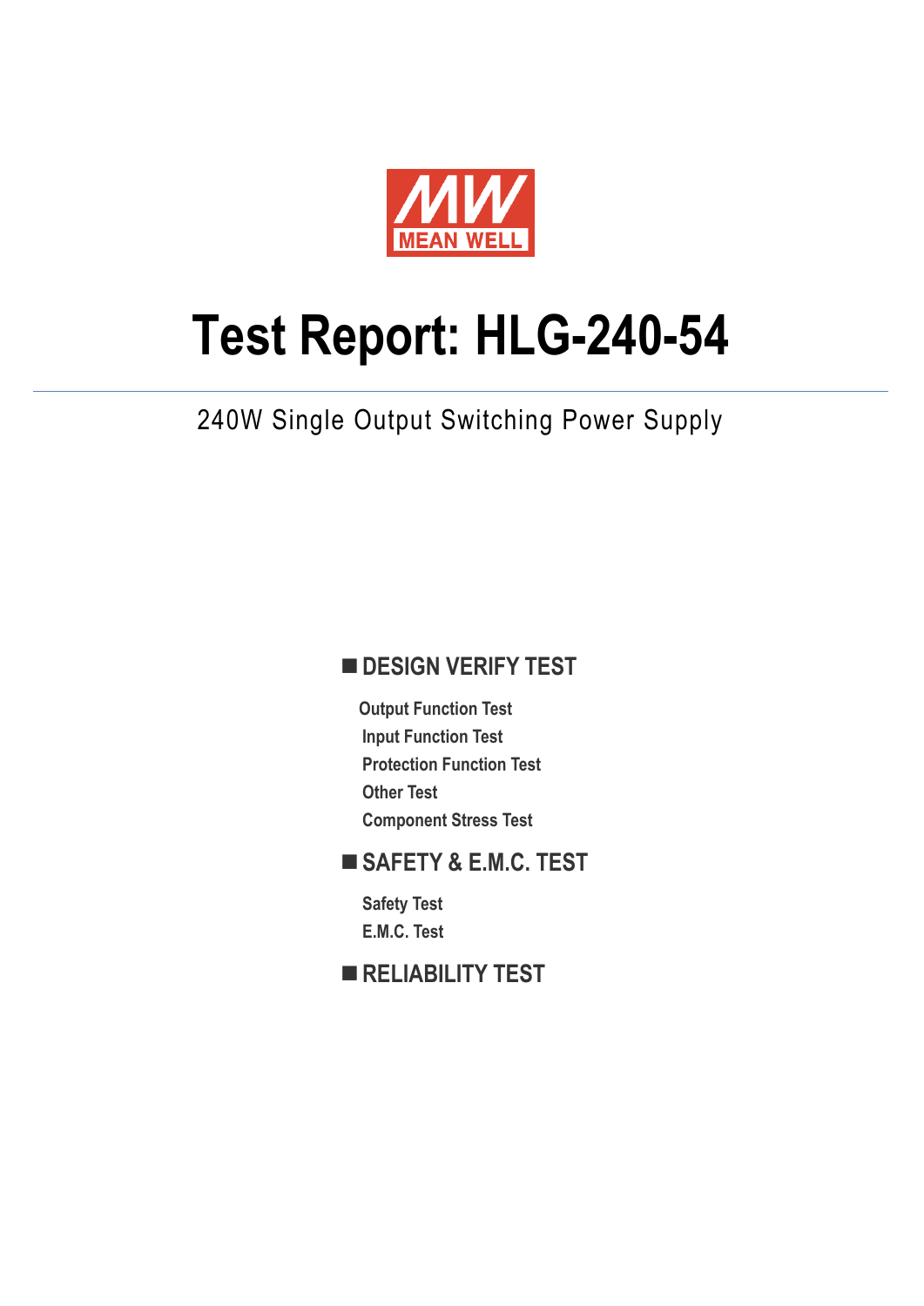MEAN WELL

# Test Report: HLG-240-54

240W Single Output Switching Power Supply

## ■ DESIGN VERIFY TEST

- Output Function Test
- Input Function Test
- Protection Function Test
- Other Test
- Component Stress Test

## ■ SAFETY & E.M.C. TEST

- Safety Test
- E.M.C. Test

## ■ RELIABILITY TEST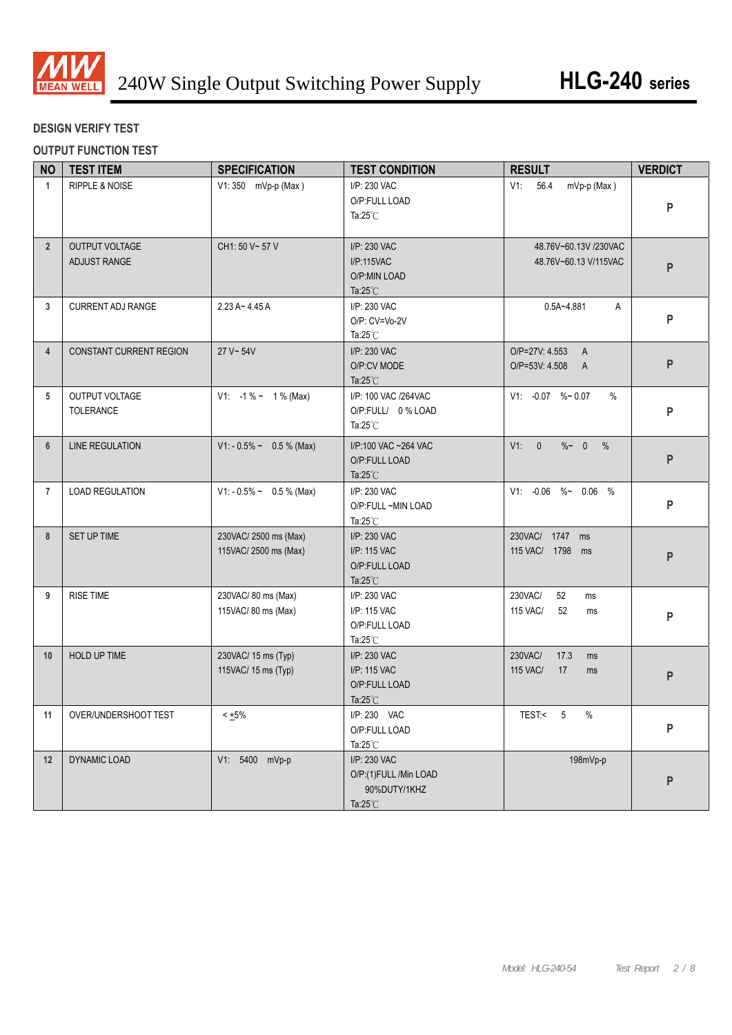## DESIGN VERIFY TEST

### OUTPUT FUNCTION TEST

| NO | TEST ITEM | SPECIFICATION | TEST CONDITION | RESULT | VERDICT |
|---|---|---|---|---|---|
| 1 | RIPPLE & NOISE | V1: 350 mVp-p (Max ) | I/P: 230 VAC<br>O/P:FULL LOAD<br>Ta:25℃ | V1: 56.4 mVp-p (Max ) | P |
| 2 | OUTPUT VOLTAGE ADJUST RANGE | CH1: 50 V~ 57 V | I/P: 230 VAC<br>I/P:115VAC<br>O/P:MIN LOAD<br>Ta:25℃ | 48.76V~60.13V /230VAC<br>48.76V~60.13 V/115VAC | P |
| 3 | CURRENT ADJ RANGE | 2.23 A~ 4.45 A | I/P: 230 VAC<br>O/P: CV=Vo-2V<br>Ta:25℃ | 0.5A~4.881 A | P |
| 4 | CONSTANT CURRENT REGION | 27 V~ 54V | I/P: 230 VAC<br>O/P:CV MODE<br>Ta:25℃ | O/P=27V: 4.553 A<br>O/P=53V: 4.508 A | P |
| 5 | OUTPUT VOLTAGE TOLERANCE | V1: -1 % ~ 1 % (Max) | I/P: 100 VAC /264VAC<br>O/P:FULL/ 0 % LOAD<br>Ta:25℃ | V1: -0.07 %~ 0.07 % | P |
| 6 | LINE REGULATION | V1: - 0.5% ~ 0.5 % (Max) | I/P:100 VAC ~264 VAC<br>O/P:FULL LOAD<br>Ta:25℃ | V1: 0 %~ 0 % | P |
| 7 | LOAD REGULATION | V1: - 0.5% ~ 0.5 % (Max) | I/P: 230 VAC<br>O/P:FULL ~MIN LOAD<br>Ta:25℃ | V1: -0.06 %~ 0.06 % | P |
| 8 | SET UP TIME | 230VAC/ 2500 ms (Max)<br>115VAC/ 2500 ms (Max) | I/P: 230 VAC<br>I/P: 115 VAC<br>O/P:FULL LOAD<br>Ta:25℃ | 230VAC/ 1747 ms<br>115 VAC/ 1798 ms | P |
| 9 | RISE TIME | 230VAC/ 80 ms (Max)<br>115VAC/ 80 ms (Max) | I/P: 230 VAC<br>I/P: 115 VAC<br>O/P:FULL LOAD<br>Ta:25℃ | 230VAC/ 52 ms<br>115 VAC/ 52 ms | P |
| 10 | HOLD UP TIME | 230VAC/ 15 ms (Typ)<br>115VAC/ 15 ms (Typ) | I/P: 230 VAC<br>I/P: 115 VAC<br>O/P:FULL LOAD<br>Ta:25℃ | 230VAC/ 17.3 ms<br>115 VAC/ 17 ms | P |
| 11 | OVER/UNDERSHOOT TEST | < ±5% | I/P: 230 VAC<br>O/P:FULL LOAD<br>Ta:25℃ | TEST:< 5 % | P |
| 12 | DYNAMIC LOAD | V1: 5400 mVp-p | I/P: 230 VAC<br>O/P:(1)FULL /Min LOAD<br>90%DUTY/1KHZ<br>Ta:25℃ | 198mVp-p | P |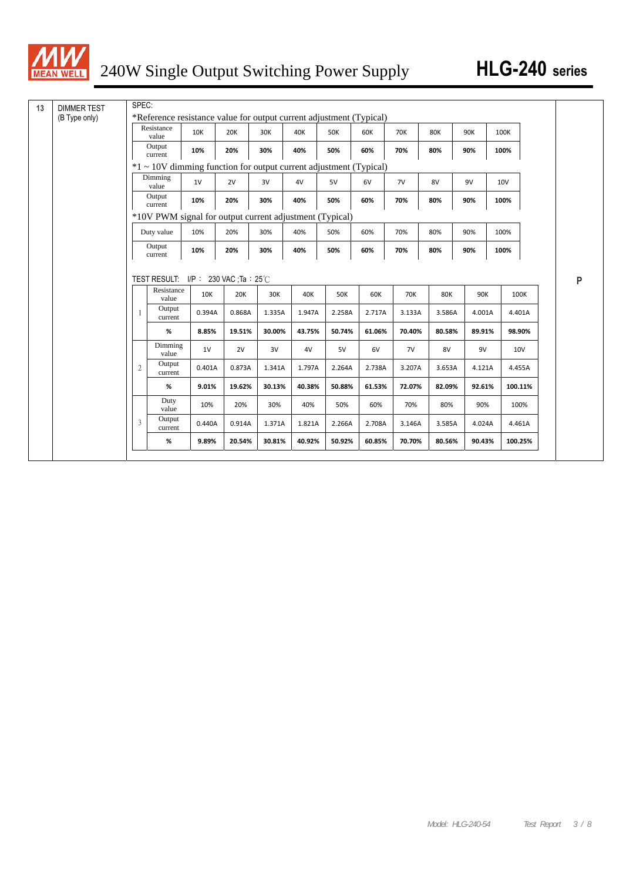# 240W Single Output Switching Power Supply — HLG-240 series

| 13 | DIMMER TEST (B Type only) | | P |
|---|---|---|---|

SPEC:

*Reference resistance value for output current adjustment (Typical)

| Resistance value | 10K | 20K | 30K | 40K | 50K | 60K | 70K | 80K | 90K | 100K |
|---|---|---|---|---|---|---|---|---|---|---|
| Output current | **10%** | **20%** | **30%** | **40%** | **50%** | **60%** | **70%** | **80%** | **90%** | **100%** |

*1 ~ 10V dimming function for output current adjustment (Typical)

| Dimming value | 1V | 2V | 3V | 4V | 5V | 6V | 7V | 8V | 9V | 10V |
|---|---|---|---|---|---|---|---|---|---|---|
| Output current | **10%** | **20%** | **30%** | **40%** | **50%** | **60%** | **70%** | **80%** | **90%** | **100%** |

*10V PWM signal for output current adjustment (Typical)

| Duty value | 10% | 20% | 30% | 40% | 50% | 60% | 70% | 80% | 90% | 100% |
|---|---|---|---|---|---|---|---|---|---|---|
| Output current | **10%** | **20%** | **30%** | **40%** | **50%** | **60%** | **70%** | **80%** | **90%** | **100%** |

TEST RESULT: I/P： 230 VAC ;Ta：25℃

| | | | | | | | | | | | |
|---|---|---|---|---|---|---|---|---|---|---|---|
| 1 | Resistance value | 10K | 20K | 30K | 40K | 50K | 60K | 70K | 80K | 90K | 100K |
| | Output current | 0.394A | 0.868A | 1.335A | 1.947A | 2.258A | 2.717A | 3.133A | 3.586A | 4.001A | 4.401A |
| | **%** | **8.85%** | **19.51%** | **30.00%** | **43.75%** | **50.74%** | **61.06%** | **70.40%** | **80.58%** | **89.91%** | **98.90%** |
| 2 | Dimming value | 1V | 2V | 3V | 4V | 5V | 6V | 7V | 8V | 9V | 10V |
| | Output current | 0.401A | 0.873A | 1.341A | 1.797A | 2.264A | 2.738A | 3.207A | 3.653A | 4.121A | 4.455A |
| | **%** | **9.01%** | **19.62%** | **30.13%** | **40.38%** | **50.88%** | **61.53%** | **72.07%** | **82.09%** | **92.61%** | **100.11%** |
| 3 | Duty value | 10% | 20% | 30% | 40% | 50% | 60% | 70% | 80% | 90% | 100% |
| | Output current | 0.440A | 0.914A | 1.371A | 1.821A | 2.266A | 2.708A | 3.146A | 3.585A | 4.024A | 4.461A |
| | **%** | **9.89%** | **20.54%** | **30.81%** | **40.92%** | **50.92%** | **60.85%** | **70.70%** | **80.56%** | **90.43%** | **100.25%** |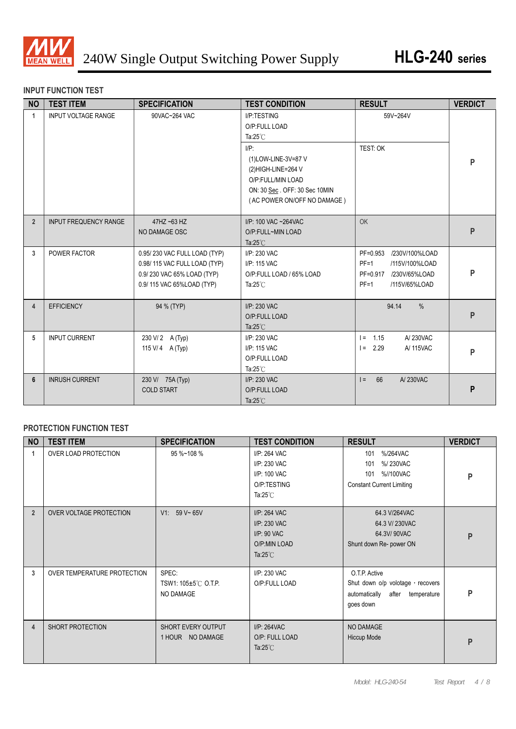# 240W Single Output Switching Power Supply

**HLG-240 series**

### INPUT FUNCTION TEST

| NO | TEST ITEM | SPECIFICATION | TEST CONDITION | RESULT | VERDICT |
|---|---|---|---|---|---|
| 1 | INPUT VOLTAGE RANGE | 90VAC~264 VAC | I/P:TESTING<br>O/P:FULL LOAD<br>Ta:25℃ | 59V~264V | P |
| | | | I/P:<br>(1)LOW-LINE-3V=87 V<br>(2)HIGH-LINE=264 V<br>O/P:FULL/MIN LOAD<br>ON: 30 Sec . OFF: 30 Sec 10MIN<br>( AC POWER ON/OFF NO DAMAGE ) | TEST: OK | |
| 2 | INPUT FREQUENCY RANGE | 47HZ ~63 HZ<br>NO DAMAGE OSC | I/P: 100 VAC ~264VAC<br>O/P:FULL~MIN LOAD<br>Ta:25℃ | OK | P |
| 3 | POWER FACTOR | 0.95/ 230 VAC FULL LOAD (TYP)<br>0.98/ 115 VAC FULL LOAD (TYP)<br>0.9/ 230 VAC 65% LOAD (TYP)<br>0.9/ 115 VAC 65%LOAD (TYP) | I/P: 230 VAC<br>I/P: 115 VAC<br>O/P:FULL LOAD / 65% LOAD<br>Ta:25℃ | PF=0.953 /230V/100%LOAD<br>PF=1 /115V/100%LOAD<br>PF=0.917 /230V/65%LOAD<br>PF=1 /115V/65%LOAD | P |
| 4 | EFFICIENCY | 94 % (TYP) | I/P: 230 VAC<br>O/P:FULL LOAD<br>Ta:25℃ | 94.14 % | P |
| 5 | INPUT CURRENT | 230 V/ 2 A (Typ)<br>115 V/ 4 A (Typ) | I/P: 230 VAC<br>I/P: 115 VAC<br>O/P:FULL LOAD<br>Ta:25℃ | I = 1.15 A/ 230VAC<br>I = 2.29 A/ 115VAC | P |
| 6 | INRUSH CURRENT | 230 V/ 75A (Typ)<br>COLD START | I/P: 230 VAC<br>O/P:FULL LOAD<br>Ta:25℃ | I = 66 A/ 230VAC | P |

### PROTECTION FUNCTION TEST

| NO | TEST ITEM | SPECIFICATION | TEST CONDITION | RESULT | VERDICT |
|---|---|---|---|---|---|
| 1 | OVER LOAD PROTECTION | 95 %~108 % | I/P: 264 VAC<br>I/P: 230 VAC<br>I/P: 100 VAC<br>O/P:TESTING<br>Ta:25℃ | 101 %/264VAC<br>101 %/ 230VAC<br>101 %//100VAC<br>Constant Current Limiting | P |
| 2 | OVER VOLTAGE PROTECTION | V1: 59 V~ 65V | I/P: 264 VAC<br>I/P: 230 VAC<br>I/P: 90 VAC<br>O/P:MIN LOAD<br>Ta:25℃ | 64.3 V/264VAC<br>64.3 V/ 230VAC<br>64.3V/ 90VAC<br>Shunt down Re- power ON | P |
| 3 | OVER TEMPERATURE PROTECTION | SPEC:<br>TSW1: 105±5℃ O.T.P.<br>NO DAMAGE | I/P: 230 VAC<br>O/P:FULL LOAD | O.T.P. Active<br>Shut down o/p volotage，recovers automatically after temperature goes down | P |
| 4 | SHORT PROTECTION | SHORT EVERY OUTPUT<br>1 HOUR NO DAMAGE | I/P: 264VAC<br>O/P: FULL LOAD<br>Ta:25℃ | NO DAMAGE<br>Hiccup Mode | P |

Model: HLG-240-54 Test Report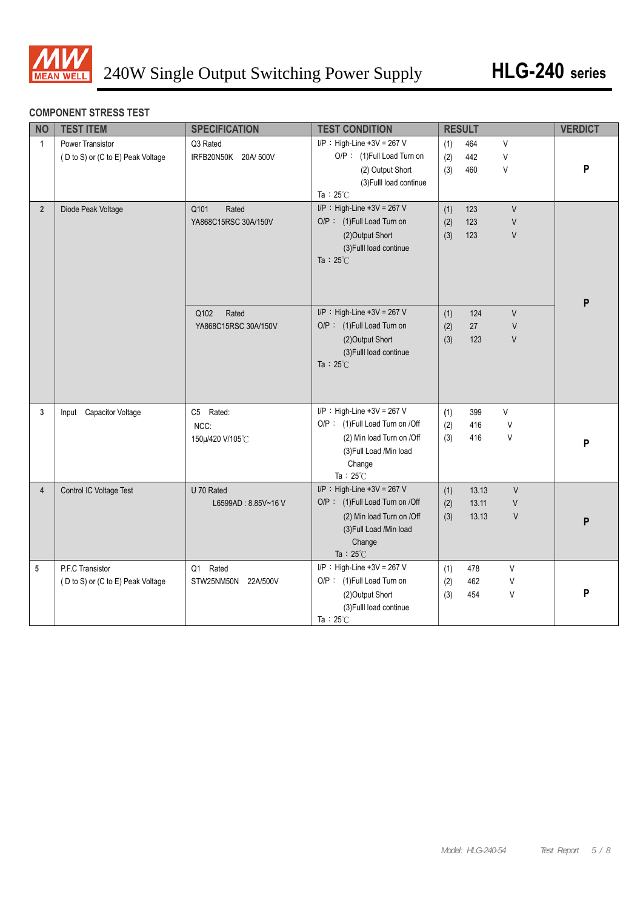## COMPONENT STRESS TEST

| NO | TEST ITEM | SPECIFICATION | TEST CONDITION | RESULT | VERDICT |
|---|---|---|---|---|---|
| 1 | Power Transistor<br>( D to S) or (C to E) Peak Voltage | Q3 Rated<br>IRFB20N50K 20A/ 500V | I/P：High-Line +3V = 267 V<br>O/P： (1)Full Load Turn on<br>(2) Output Short<br>(3)Fulll load continue<br>Ta：25℃ | (1) 464 V<br>(2) 442 V<br>(3) 460 V | P |
| 2 | Diode Peak Voltage | Q101 Rated<br>YA868C15RSC 30A/150V | I/P：High-Line +3V = 267 V<br>O/P： (1)Full Load Turn on<br>(2)Output Short<br>(3)Fulll load continue<br>Ta：25℃ | (1) 123 V<br>(2) 123 V<br>(3) 123 V | P |
| | | Q102 Rated<br>YA868C15RSC 30A/150V | I/P：High-Line +3V = 267 V<br>O/P： (1)Full Load Turn on<br>(2)Output Short<br>(3)Fulll load continue<br>Ta：25℃ | (1) 124 V<br>(2) 27 V<br>(3) 123 V | |
| 3 | Input Capacitor Voltage | C5 Rated:<br>NCC:<br>150μ/420 V/105℃ | I/P：High-Line +3V = 267 V<br>O/P： (1)Full Load Turn on /Off<br>(2) Min load Turn on /Off<br>(3)Full Load /Min load Change<br>Ta：25℃ | (1) 399 V<br>(2) 416 V<br>(3) 416 V | P |
| 4 | Control IC Voltage Test | U 70 Rated<br>L6599AD : 8.85V~16 V | I/P：High-Line +3V = 267 V<br>O/P： (1)Full Load Turn on /Off<br>(2) Min load Turn on /Off<br>(3)Full Load /Min load Change<br>Ta：25℃ | (1) 13.13 V<br>(2) 13.11 V<br>(3) 13.13 V | P |
| 5 | P.F.C Transistor<br>( D to S) or (C to E) Peak Voltage | Q1 Rated<br>STW25NM50N 22A/500V | I/P：High-Line +3V = 267 V<br>O/P： (1)Full Load Turn on<br>(2)Output Short<br>(3)Fulll load continue<br>Ta：25℃ | (1) 478 V<br>(2) 462 V<br>(3) 454 V | P |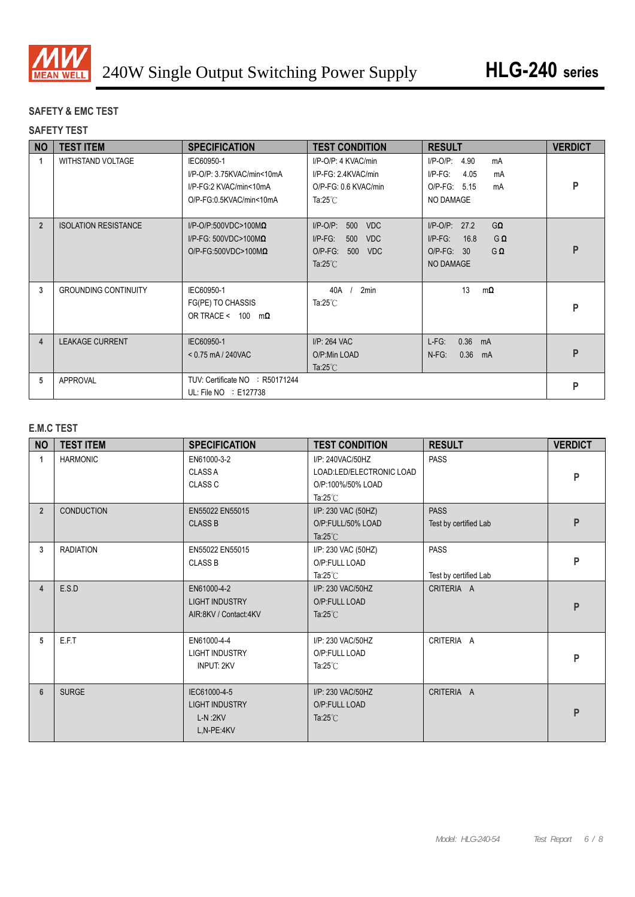## SAFETY & EMC TEST

### SAFETY TEST

| NO | TEST ITEM | SPECIFICATION | TEST CONDITION | RESULT | VERDICT |
|---|---|---|---|---|---|
| 1 | WITHSTAND VOLTAGE | IEC60950-1<br>I/P-O/P: 3.75KVAC/min<10mA<br>I/P-FG:2 KVAC/min<10mA<br>O/P-FG:0.5KVAC/min<10mA | I/P-O/P: 4 KVAC/min<br>I/P-FG: 2.4KVAC/min<br>O/P-FG: 0.6 KVAC/min<br>Ta:25℃ | I/P-O/P: 4.90 mA<br>I/P-FG: 4.05 mA<br>O/P-FG: 5.15 mA<br>NO DAMAGE | P |
| 2 | ISOLATION RESISTANCE | I/P-O/P:500VDC>100MΩ<br>I/P-FG: 500VDC>100MΩ<br>O/P-FG:500VDC>100MΩ | I/P-O/P: 500 VDC<br>I/P-FG: 500 VDC<br>O/P-FG: 500 VDC<br>Ta:25℃ | I/P-O/P: 27.2 GΩ<br>I/P-FG: 16.8 GΩ<br>O/P-FG: 30 GΩ<br>NO DAMAGE | P |
| 3 | GROUNDING CONTINUITY | IEC60950-1<br>FG(PE) TO CHASSIS<br>OR TRACE < 100 mΩ | 40A / 2min<br>Ta:25℃ | 13 mΩ | P |
| 4 | LEAKAGE CURRENT | IEC60950-1<br>< 0.75 mA / 240VAC | I/P: 264 VAC<br>O/P:Min LOAD<br>Ta:25℃ | L-FG: 0.36 mA<br>N-FG: 0.36 mA | P |
| 5 | APPROVAL | TUV: Certificate NO ：R50171244<br>UL: File NO ：E127738 | | | P |

### E.M.C TEST

| NO | TEST ITEM | SPECIFICATION | TEST CONDITION | RESULT | VERDICT |
|---|---|---|---|---|---|
| 1 | HARMONIC | EN61000-3-2<br>CLASS A<br>CLASS C | I/P: 240VAC/50HZ<br>LOAD:LED/ELECTRONIC LOAD<br>O/P:100%/50% LOAD<br>Ta:25℃ | PASS | P |
| 2 | CONDUCTION | EN55022 EN55015<br>CLASS B | I/P: 230 VAC (50HZ)<br>O/P:FULL/50% LOAD<br>Ta:25℃ | PASS<br>Test by certified Lab | P |
| 3 | RADIATION | EN55022 EN55015<br>CLASS B | I/P: 230 VAC (50HZ)<br>O/P:FULL LOAD<br>Ta:25℃ | PASS<br>Test by certified Lab | P |
| 4 | E.S.D | EN61000-4-2<br>LIGHT INDUSTRY<br>AIR:8KV / Contact:4KV | I/P: 230 VAC/50HZ<br>O/P:FULL LOAD<br>Ta:25℃ | CRITERIA A | P |
| 5 | E.F.T | EN61000-4-4<br>LIGHT INDUSTRY<br>INPUT: 2KV | I/P: 230 VAC/50HZ<br>O/P:FULL LOAD<br>Ta:25℃ | CRITERIA A | P |
| 6 | SURGE | IEC61000-4-5<br>LIGHT INDUSTRY<br>L-N :2KV<br>L,N-PE:4KV | I/P: 230 VAC/50HZ<br>O/P:FULL LOAD<br>Ta:25℃ | CRITERIA A | P |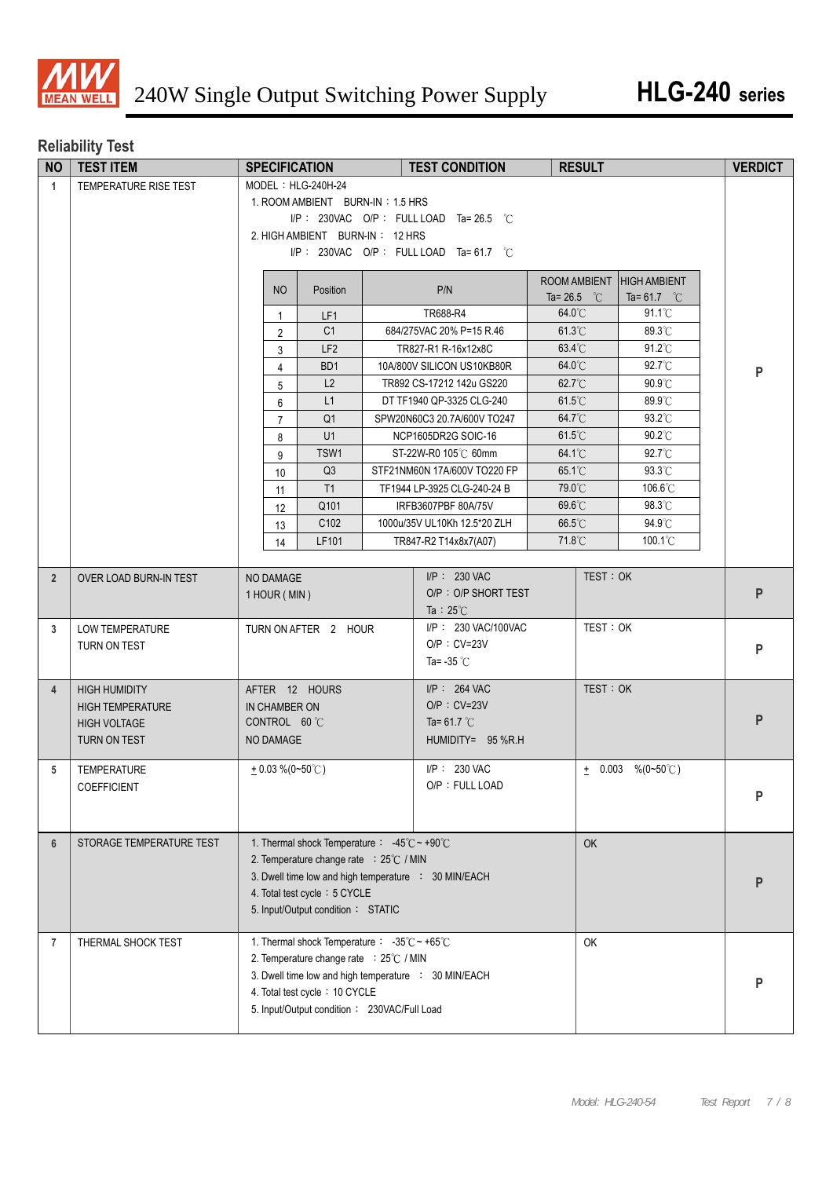# 240W Single Output Switching Power Supply — HLG-240 series

## Reliability Test

| NO | TEST ITEM | SPECIFICATION | TEST CONDITION | RESULT | VERDICT |
|---|---|---|---|---|---|
| 1 | TEMPERATURE RISE TEST | MODEL：HLG-240H-24<br>1. ROOM AMBIENT BURN-IN：1.5 HRS<br>I/P： 230VAC O/P： FULL LOAD Ta= 26.5 ℃<br>2. HIGH AMBIENT BURN-IN： 12 HRS<br>I/P： 230VAC O/P： FULL LOAD Ta= 61.7 ℃ | | | P |
| 2 | OVER LOAD BURN-IN TEST | NO DAMAGE<br>1 HOUR ( MIN ) | I/P： 230 VAC<br>O/P：O/P SHORT TEST<br>Ta：25℃ | TEST：OK | P |
| 3 | LOW TEMPERATURE TURN ON TEST | TURN ON AFTER 2 HOUR | I/P： 230 VAC/100VAC<br>O/P：CV=23V<br>Ta= -35 ℃ | TEST：OK | P |
| 4 | HIGH HUMIDITY HIGH TEMPERATURE HIGH VOLTAGE TURN ON TEST | AFTER 12 HOURS<br>IN CHAMBER ON<br>CONTROL 60 ℃<br>NO DAMAGE | I/P： 264 VAC<br>O/P：CV=23V<br>Ta= 61.7 ℃<br>HUMIDITY= 95 %R.H | TEST：OK | P |
| 5 | TEMPERATURE COEFFICIENT | ± 0.03 %(0~50℃) | I/P： 230 VAC<br>O/P：FULL LOAD | ± 0.003 %(0~50℃) | P |
| 6 | STORAGE TEMPERATURE TEST | 1. Thermal shock Temperature： -45℃ ~ +90℃<br>2. Temperature change rate ：25℃ / MIN<br>3. Dwell time low and high temperature ： 30 MIN/EACH<br>4. Total test cycle：5 CYCLE<br>5. Input/Output condition： STATIC | | OK | P |
| 7 | THERMAL SHOCK TEST | 1. Thermal shock Temperature： -35℃ ~ +65℃<br>2. Temperature change rate ：25℃ / MIN<br>3. Dwell time low and high temperature ： 30 MIN/EACH<br>4. Total test cycle：10 CYCLE<br>5. Input/Output condition： 230VAC/Full Load | | OK | P |

Temperature rise test results (Item 1):

| NO | Position | P/N | ROOM AMBIENT Ta= 26.5 ℃ | HIGH AMBIENT Ta= 61.7 ℃ |
|---|---|---|---|---|
| 1 | LF1 | TR688-R4 | 64.0℃ | 91.1℃ |
| 2 | C1 | 684/275VAC 20% P=15 R.46 | 61.3℃ | 89.3℃ |
| 3 | LF2 | TR827-R1 R-16x12x8C | 63.4℃ | 91.2℃ |
| 4 | BD1 | 10A/800V SILICON US10KB80R | 64.0℃ | 92.7℃ |
| 5 | L2 | TR892 CS-17212 142u GS220 | 62.7℃ | 90.9℃ |
| 6 | L1 | DT TF1940 QP-3325 CLG-240 | 61.5℃ | 89.9℃ |
| 7 | Q1 | SPW20N60C3 20.7A/600V TO247 | 64.7℃ | 93.2℃ |
| 8 | U1 | NCP1605DR2G SOIC-16 | 61.5℃ | 90.2℃ |
| 9 | TSW1 | ST-22W-R0 105℃ 60mm | 64.1℃ | 92.7℃ |
| 10 | Q3 | STF21NM60N 17A/600V TO220 FP | 65.1℃ | 93.3℃ |
| 11 | T1 | TF1944 LP-3925 CLG-240-24 B | 79.0℃ | 106.6℃ |
| 12 | Q101 | IRFB3607PBF 80A/75V | 69.6℃ | 98.3℃ |
| 13 | C102 | 1000u/35V UL10Kh 12.5*20 ZLH | 66.5℃ | 94.9℃ |
| 14 | LF101 | TR847-R2 T14x8x7(A07) | 71.8℃ | 100.1℃ |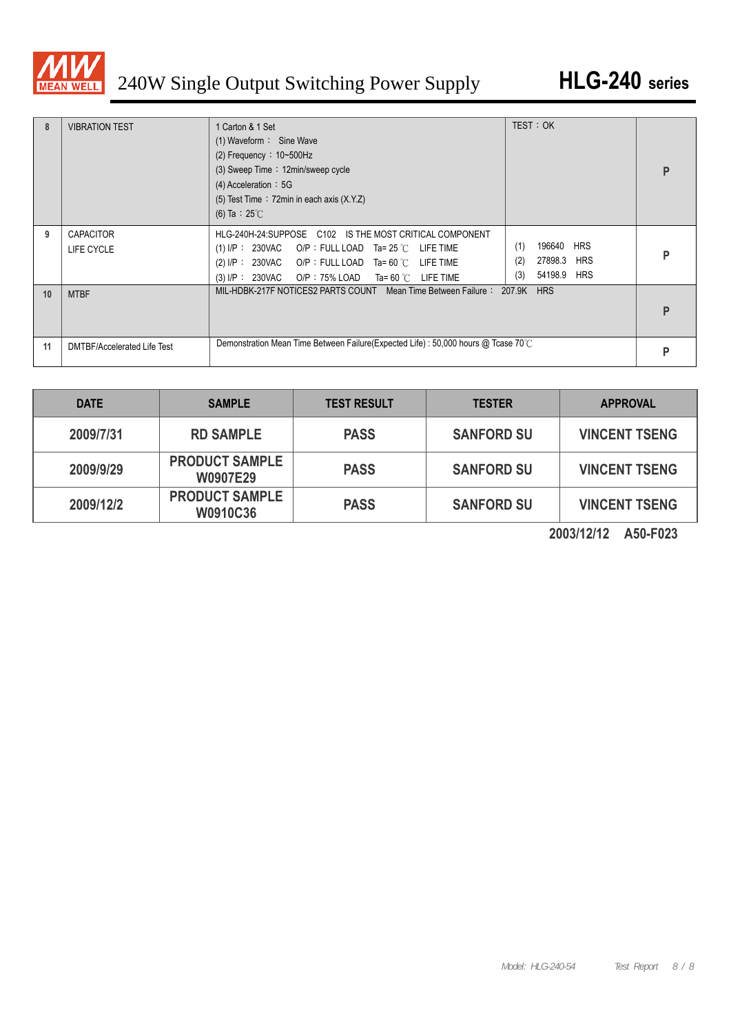| | | | | |
|---|---|---|---|---|
| 8 | VIBRATION TEST | 1 Carton & 1 Set<br>(1) Waveform： Sine Wave<br>(2) Frequency：10~500Hz<br>(3) Sweep Time：12min/sweep cycle<br>(4) Acceleration：5G<br>(5) Test Time：72min in each axis (X.Y.Z)<br>(6) Ta：25℃ | TEST：OK | P |
| 9 | CAPACITOR<br>LIFE CYCLE | HLG-240H-24:SUPPOSE C102 IS THE MOST CRITICAL COMPONENT<br>(1) I/P： 230VAC O/P：FULL LOAD Ta= 25 ℃ LIFE TIME<br>(2) I/P： 230VAC O/P：FULL LOAD Ta= 60 ℃ LIFE TIME<br>(3) I/P： 230VAC O/P：75% LOAD Ta= 60 ℃ LIFE TIME | (1) 196640 HRS<br>(2) 27898.3 HRS<br>(3) 54198.9 HRS | P |
| 10 | MTBF | MIL-HDBK-217F NOTICES2 PARTS COUNT Mean Time Between Failure： 207.9K HRS | | P |
| 11 | DMTBF/Accelerated Life Test | Demonstration Mean Time Between Failure(Expected Life) : 50,000 hours @ Tcase 70℃ | | P |

| DATE | SAMPLE | TEST RESULT | TESTER | APPROVAL |
|---|---|---|---|---|
| 2009/7/31 | RD SAMPLE | PASS | SANFORD SU | VINCENT TSENG |
| 2009/9/29 | PRODUCT SAMPLE W0907E29 | PASS | SANFORD SU | VINCENT TSENG |
| 2009/12/2 | PRODUCT SAMPLE W0910C36 | PASS | SANFORD SU | VINCENT TSENG |

2003/12/12 A50-F023